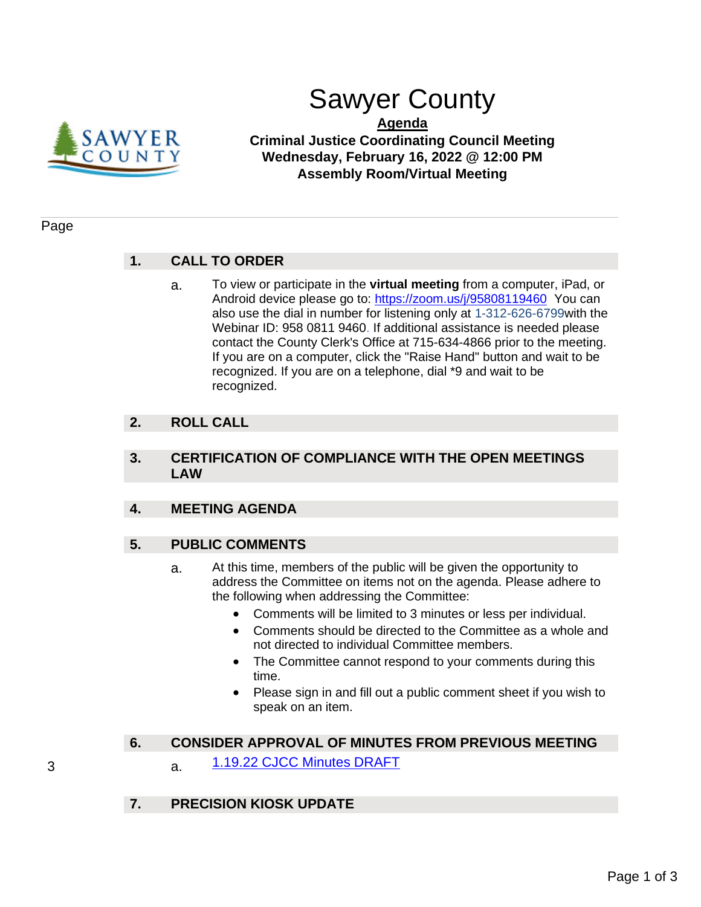# Sawyer County

**Agenda**

**Criminal Justice Coordinating Council Meeting**
**Wednesday, February 16, 2022 @ 12:00 PM**
**Assembly Room/Virtual Meeting**

Page

## 1. CALL TO ORDER

a. To view or participate in the **virtual meeting** from a computer, iPad, or Android device please go to: https://zoom.us/j/95808119460 You can also use the dial in number for listening only at 1-312-626-6799with the Webinar ID: 958 0811 9460. If additional assistance is needed please contact the County Clerk's Office at 715-634-4866 prior to the meeting. If you are on a computer, click the "Raise Hand" button and wait to be recognized. If you are on a telephone, dial *9 and wait to be recognized.

## 2. ROLL CALL

## 3. CERTIFICATION OF COMPLIANCE WITH THE OPEN MEETINGS LAW

## 4. MEETING AGENDA

## 5. PUBLIC COMMENTS

a. At this time, members of the public will be given the opportunity to address the Committee on items not on the agenda. Please adhere to the following when addressing the Committee:
   - Comments will be limited to 3 minutes or less per individual.
   - Comments should be directed to the Committee as a whole and not directed to individual Committee members.
   - The Committee cannot respond to your comments during this time.
   - Please sign in and fill out a public comment sheet if you wish to speak on an item.

## 6. CONSIDER APPROVAL OF MINUTES FROM PREVIOUS MEETING

3 a. 1.19.22 CJCC Minutes DRAFT

## 7. PRECISION KIOSK UPDATE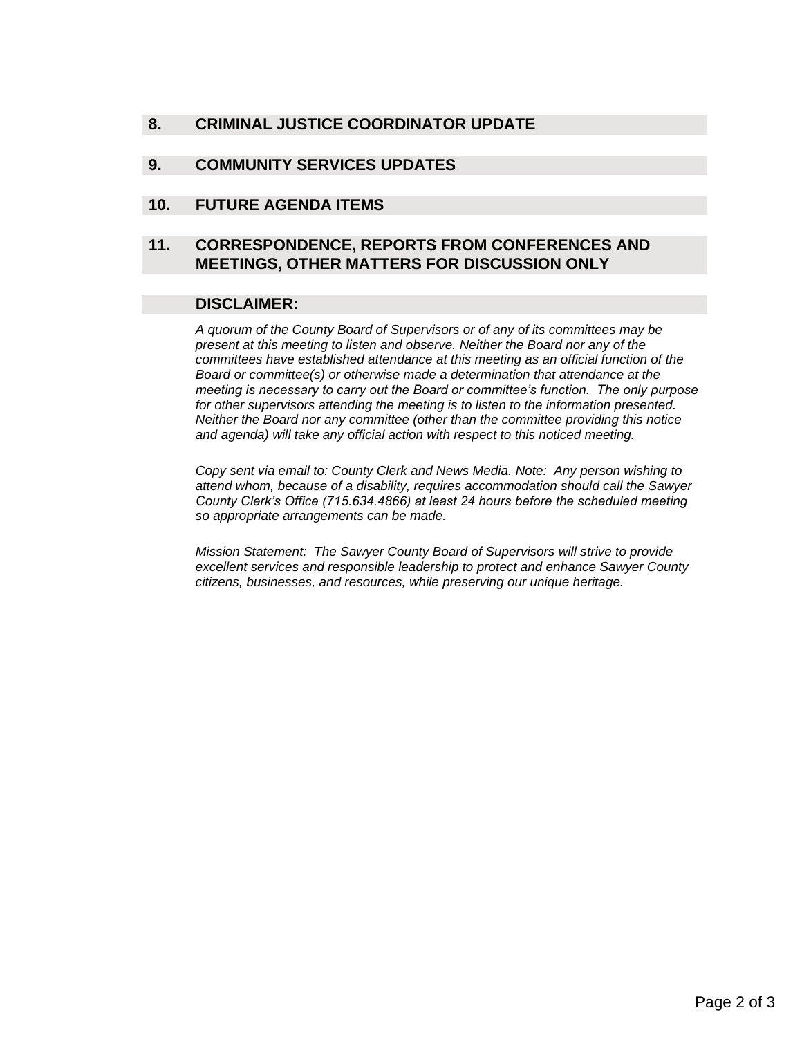## 8. CRIMINAL JUSTICE COORDINATOR UPDATE

## 9. COMMUNITY SERVICES UPDATES

## 10. FUTURE AGENDA ITEMS

## 11. CORRESPONDENCE, REPORTS FROM CONFERENCES AND MEETINGS, OTHER MATTERS FOR DISCUSSION ONLY

## DISCLAIMER:

*A quorum of the County Board of Supervisors or of any of its committees may be present at this meeting to listen and observe. Neither the Board nor any of the committees have established attendance at this meeting as an official function of the Board or committee(s) or otherwise made a determination that attendance at the meeting is necessary to carry out the Board or committee's function. The only purpose for other supervisors attending the meeting is to listen to the information presented. Neither the Board nor any committee (other than the committee providing this notice and agenda) will take any official action with respect to this noticed meeting.*

*Copy sent via email to: County Clerk and News Media. Note: Any person wishing to attend whom, because of a disability, requires accommodation should call the Sawyer County Clerk's Office (715.634.4866) at least 24 hours before the scheduled meeting so appropriate arrangements can be made.*

*Mission Statement: The Sawyer County Board of Supervisors will strive to provide excellent services and responsible leadership to protect and enhance Sawyer County citizens, businesses, and resources, while preserving our unique heritage.*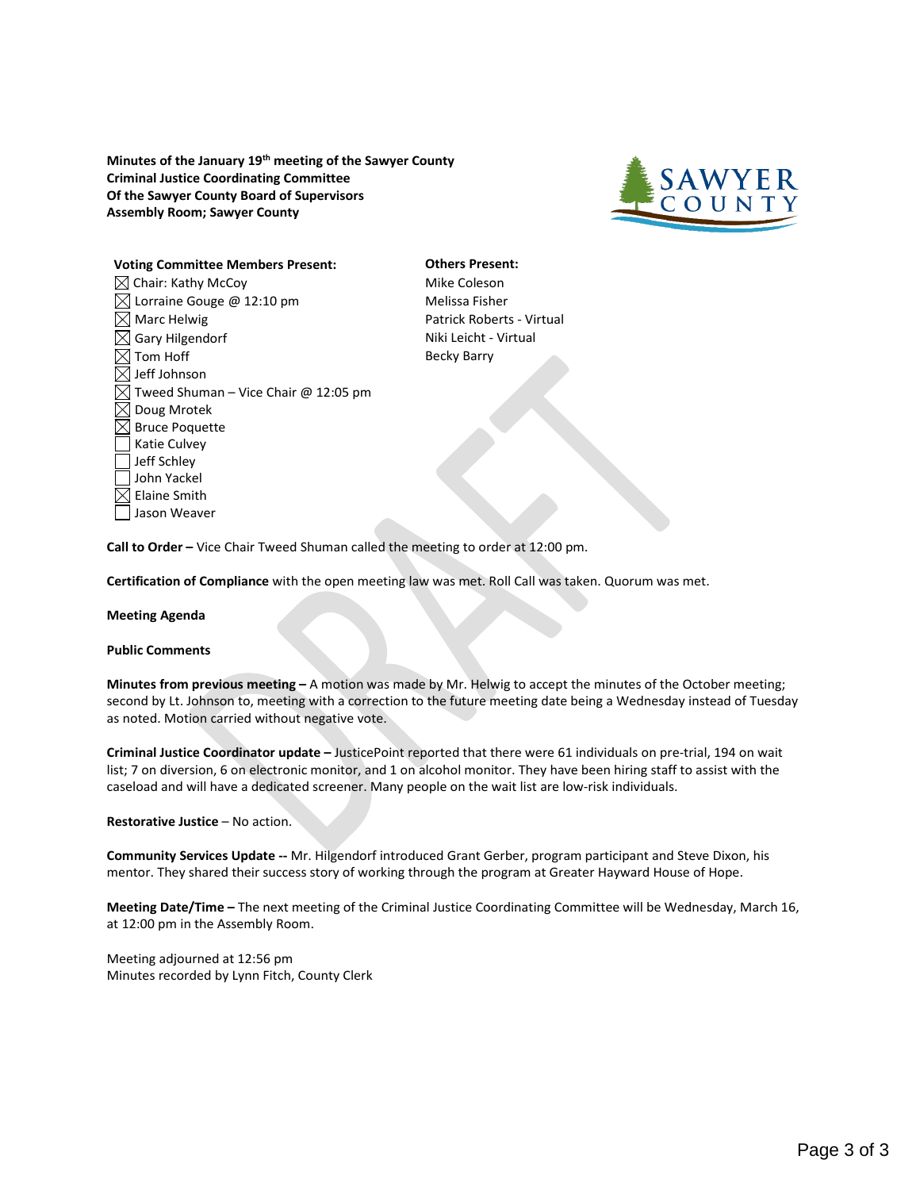**Minutes of the January 19th meeting of the Sawyer County Criminal Justice Coordinating Committee Of the Sawyer County Board of Supervisors Assembly Room; Sawyer County**

**Voting Committee Members Present:**

- ☒ Chair: Kathy McCoy
- ☒ Lorraine Gouge @ 12:10 pm
- ☒ Marc Helwig
- ☒ Gary Hilgendorf
- ☒ Tom Hoff
- ☒ Jeff Johnson
- ☒ Tweed Shuman – Vice Chair @ 12:05 pm
- ☒ Doug Mrotek
- ☒ Bruce Poquette
- ☐ Katie Culvey
- ☐ Jeff Schley
- ☐ John Yackel
- ☒ Elaine Smith
- ☐ Jason Weaver

**Others Present:**

- Mike Coleson
- Melissa Fisher
- Patrick Roberts - Virtual
- Niki Leicht - Virtual
- Becky Barry

**Call to Order –** Vice Chair Tweed Shuman called the meeting to order at 12:00 pm.

**Certification of Compliance** with the open meeting law was met. Roll Call was taken. Quorum was met.

**Meeting Agenda**

**Public Comments**

**Minutes from previous meeting –** A motion was made by Mr. Helwig to accept the minutes of the October meeting; second by Lt. Johnson to, meeting with a correction to the future meeting date being a Wednesday instead of Tuesday as noted. Motion carried without negative vote.

**Criminal Justice Coordinator update –** JusticePoint reported that there were 61 individuals on pre-trial, 194 on wait list; 7 on diversion, 6 on electronic monitor, and 1 on alcohol monitor. They have been hiring staff to assist with the caseload and will have a dedicated screener. Many people on the wait list are low-risk individuals.

**Restorative Justice** – No action.

**Community Services Update --** Mr. Hilgendorf introduced Grant Gerber, program participant and Steve Dixon, his mentor. They shared their success story of working through the program at Greater Hayward House of Hope.

**Meeting Date/Time –** The next meeting of the Criminal Justice Coordinating Committee will be Wednesday, March 16, at 12:00 pm in the Assembly Room.

Meeting adjourned at 12:56 pm
Minutes recorded by Lynn Fitch, County Clerk